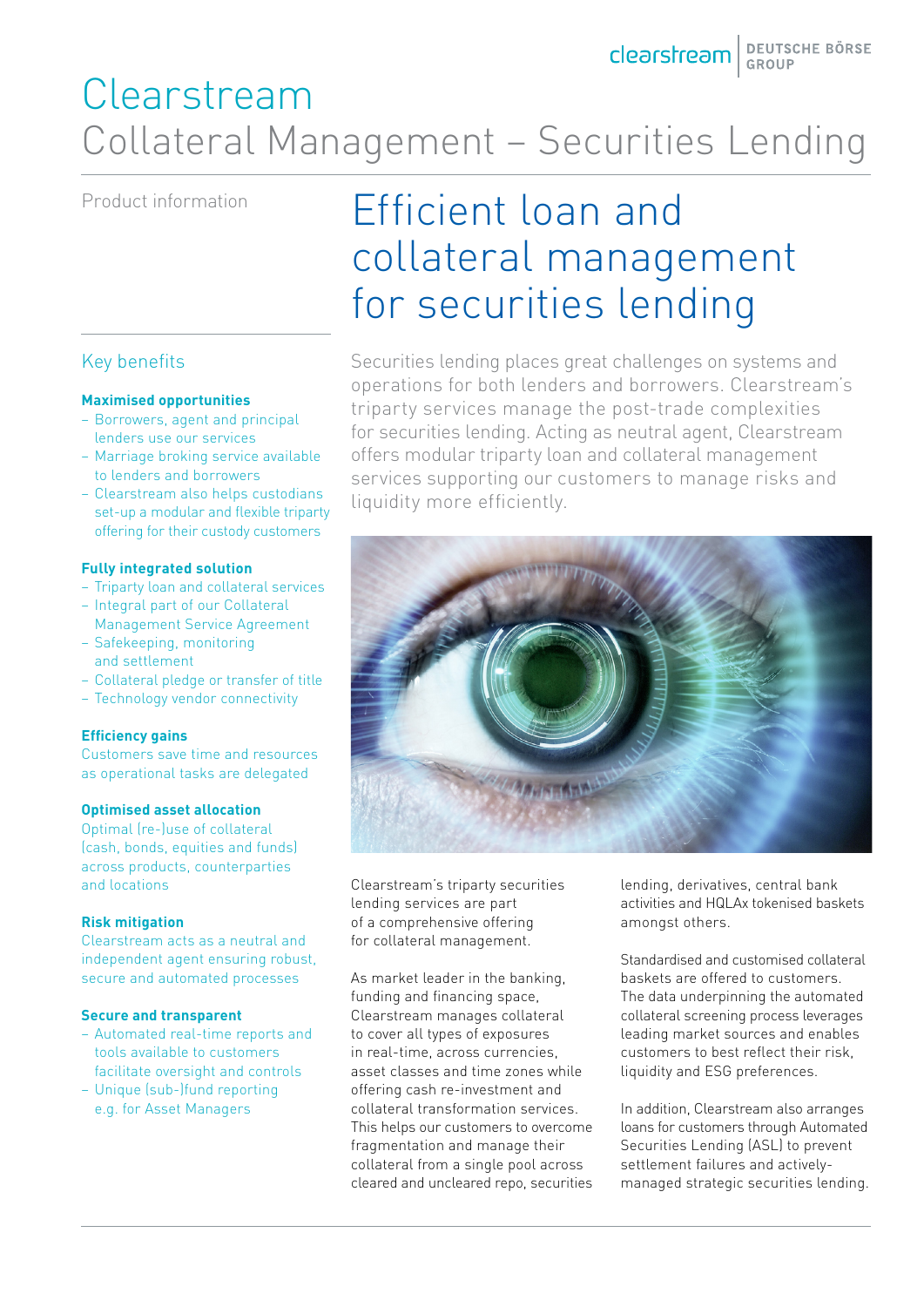# Clearstream
## Collateral Management – Securities Lending

Product information

# Efficient loan and collateral management for securities lending

Securities lending places great challenges on systems and operations for both lenders and borrowers. Clearstream's triparty services manage the post-trade complexities for securities lending. Acting as neutral agent, Clearstream offers modular triparty loan and collateral management services supporting our customers to manage risks and liquidity more efficiently.

## Key benefits

**Maximised opportunities**

- Borrowers, agent and principal lenders use our services
- Marriage broking service available to lenders and borrowers
- Clearstream also helps custodians set-up a modular and flexible triparty offering for their custody customers

**Fully integrated solution**

- Triparty loan and collateral services
- Integral part of our Collateral Management Service Agreement
- Safekeeping, monitoring and settlement
- Collateral pledge or transfer of title
- Technology vendor connectivity

**Efficiency gains**

Customers save time and resources as operational tasks are delegated

**Optimised asset allocation**

Optimal (re-)use of collateral (cash, bonds, equities and funds) across products, counterparties and locations

**Risk mitigation**

Clearstream acts as a neutral and independent agent ensuring robust, secure and automated processes

**Secure and transparent**

- Automated real-time reports and tools available to customers facilitate oversight and controls
- Unique (sub-)fund reporting e.g. for Asset Managers

Clearstream's triparty securities lending services are part of a comprehensive offering for collateral management.

As market leader in the banking, funding and financing space, Clearstream manages collateral to cover all types of exposures in real-time, across currencies, asset classes and time zones while offering cash re-investment and collateral transformation services. This helps our customers to overcome fragmentation and manage their collateral from a single pool across cleared and uncleared repo, securities lending, derivatives, central bank activities and HQLAx tokenised baskets amongst others.

Standardised and customised collateral baskets are offered to customers. The data underpinning the automated collateral screening process leverages leading market sources and enables customers to best reflect their risk, liquidity and ESG preferences.

In addition, Clearstream also arranges loans for customers through Automated Securities Lending (ASL) to prevent settlement failures and actively-managed strategic securities lending.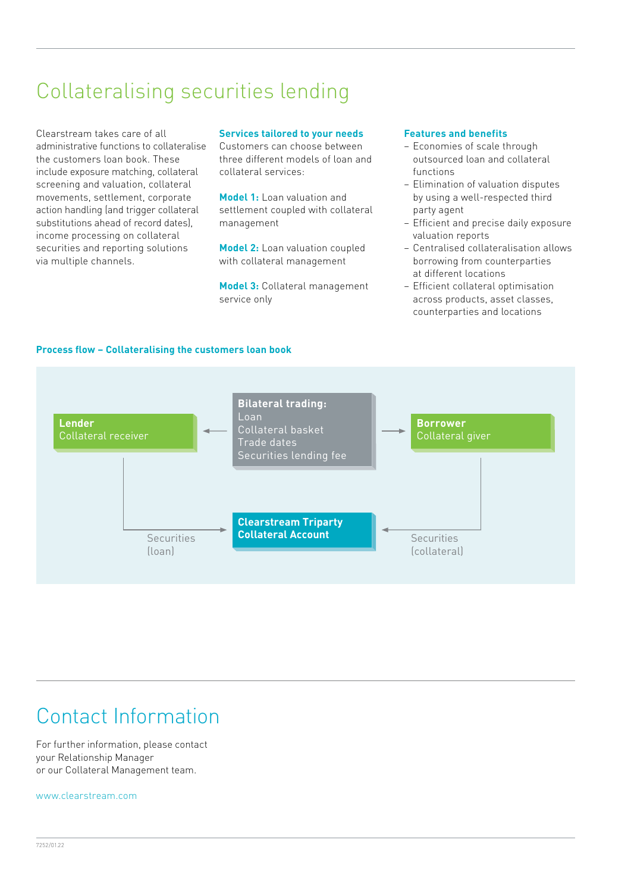# Collateralising securities lending

Clearstream takes care of all administrative functions to collateralise the customers loan book. These include exposure matching, collateral screening and valuation, collateral movements, settlement, corporate action handling (and trigger collateral substitutions ahead of record dates), income processing on collateral securities and reporting solutions via multiple channels.

**Services tailored to your needs**

Customers can choose between three different models of loan and collateral services:

**Model 1:** Loan valuation and settlement coupled with collateral management

**Model 2:** Loan valuation coupled with collateral management

**Model 3:** Collateral management service only

**Features and benefits**

- Economies of scale through outsourced loan and collateral functions
- Elimination of valuation disputes by using a well-respected third party agent
- Efficient and precise daily exposure valuation reports
- Centralised collateralisation allows borrowing from counterparties at different locations
- Efficient collateral optimisation across products, asset classes, counterparties and locations

**Process flow – Collateralising the customers loan book**

**Lender**
Collateral receiver

**Bilateral trading:**
Loan
Collateral basket
Trade dates
Securities lending fee

**Borrower**
Collateral giver

**Clearstream Triparty Collateral Account**

Securities (loan)

Securities (collateral)

# Contact Information

For further information, please contact your Relationship Manager or our Collateral Management team.

www.clearstream.com

7252/01.22